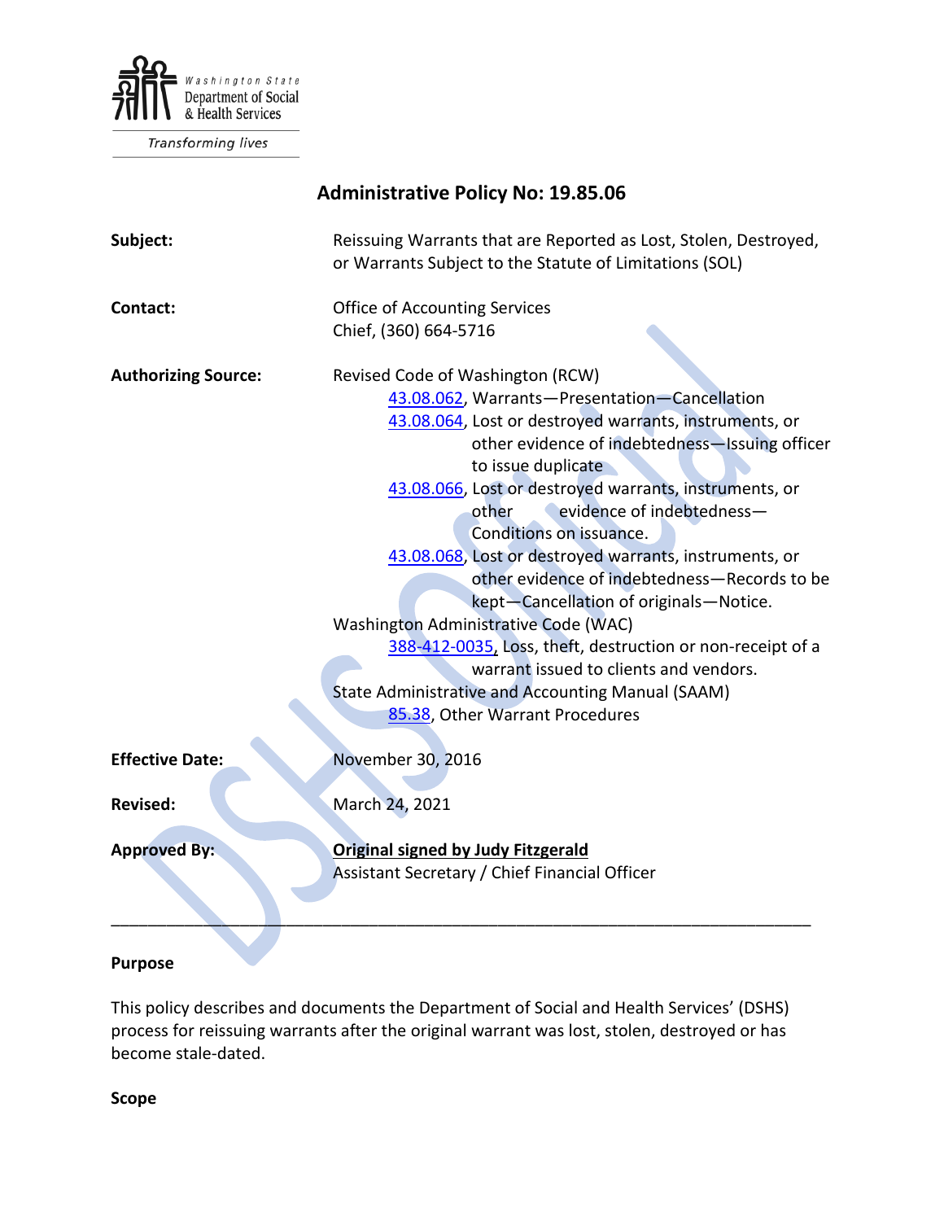Washington State Department of Social & Health Services

*Transforming lives*

# Administrative Policy No: 19.85.06

**Subject:** Reissuing Warrants that are Reported as Lost, Stolen, Destroyed, or Warrants Subject to the Statute of Limitations (SOL)

**Contact:** Office of Accounting Services
Chief, (360) 664-5716

**Authorizing Source:** Revised Code of Washington (RCW)

- 43.08.062, Warrants—Presentation—Cancellation
- 43.08.064, Lost or destroyed warrants, instruments, or other evidence of indebtedness—Issuing officer to issue duplicate
- 43.08.066, Lost or destroyed warrants, instruments, or other evidence of indebtedness—Conditions on issuance.
- 43.08.068, Lost or destroyed warrants, instruments, or other evidence of indebtedness—Records to be kept—Cancellation of originals—Notice.

Washington Administrative Code (WAC)

- 388-412-0035, Loss, theft, destruction or non-receipt of a warrant issued to clients and vendors.

State Administrative and Accounting Manual (SAAM)

- 85.38, Other Warrant Procedures

**Effective Date:** November 30, 2016

**Revised:** March 24, 2021

**Approved By:** **Original signed by Judy Fitzgerald**
Assistant Secretary / Chief Financial Officer

---

**Purpose**

This policy describes and documents the Department of Social and Health Services' (DSHS) process for reissuing warrants after the original warrant was lost, stolen, destroyed or has become stale-dated.

**Scope**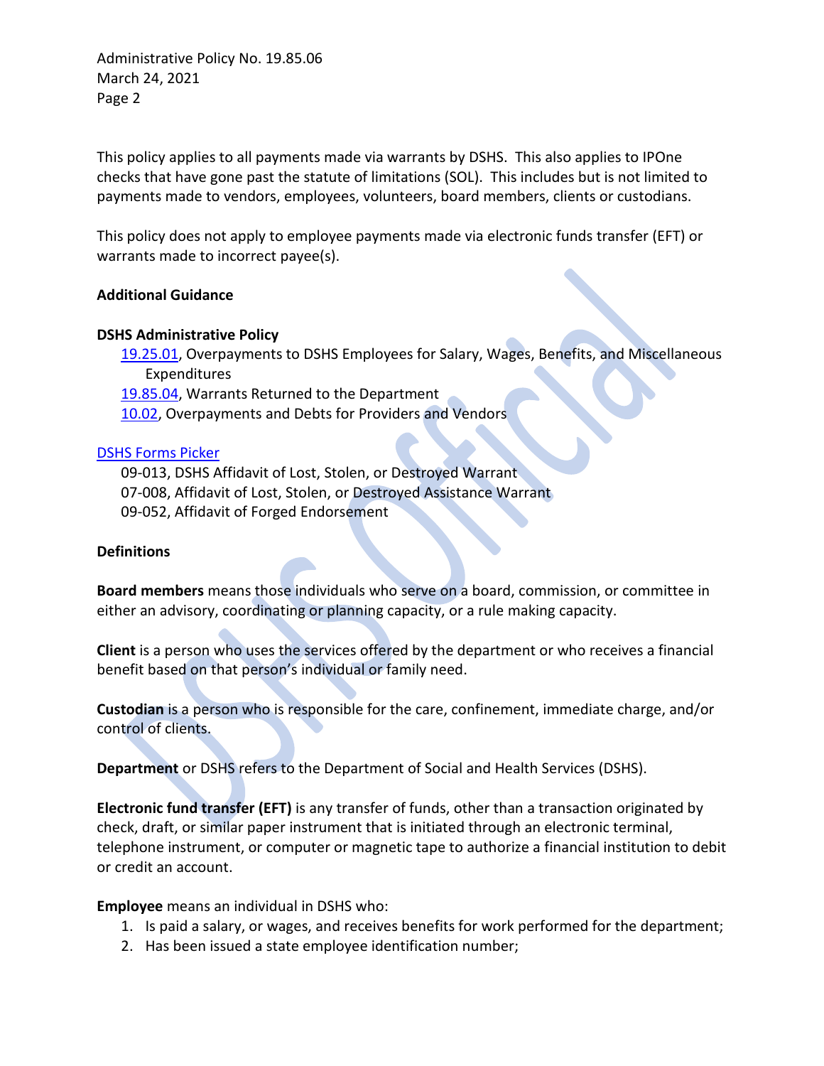This policy applies to all payments made via warrants by DSHS. This also applies to IPOne checks that have gone past the statute of limitations (SOL). This includes but is not limited to payments made to vendors, employees, volunteers, board members, clients or custodians.

This policy does not apply to employee payments made via electronic funds transfer (EFT) or warrants made to incorrect payee(s).

**Additional Guidance**

**DSHS Administrative Policy**

- 19.25.01, Overpayments to DSHS Employees for Salary, Wages, Benefits, and Miscellaneous Expenditures
- 19.85.04, Warrants Returned to the Department
- 10.02, Overpayments and Debts for Providers and Vendors

DSHS Forms Picker

- 09-013, DSHS Affidavit of Lost, Stolen, or Destroyed Warrant
- 07-008, Affidavit of Lost, Stolen, or Destroyed Assistance Warrant
- 09-052, Affidavit of Forged Endorsement

**Definitions**

**Board members** means those individuals who serve on a board, commission, or committee in either an advisory, coordinating or planning capacity, or a rule making capacity.

**Client** is a person who uses the services offered by the department or who receives a financial benefit based on that person's individual or family need.

**Custodian** is a person who is responsible for the care, confinement, immediate charge, and/or control of clients.

**Department** or DSHS refers to the Department of Social and Health Services (DSHS).

**Electronic fund transfer (EFT)** is any transfer of funds, other than a transaction originated by check, draft, or similar paper instrument that is initiated through an electronic terminal, telephone instrument, or computer or magnetic tape to authorize a financial institution to debit or credit an account.

**Employee** means an individual in DSHS who:

1. Is paid a salary, or wages, and receives benefits for work performed for the department;
2. Has been issued a state employee identification number;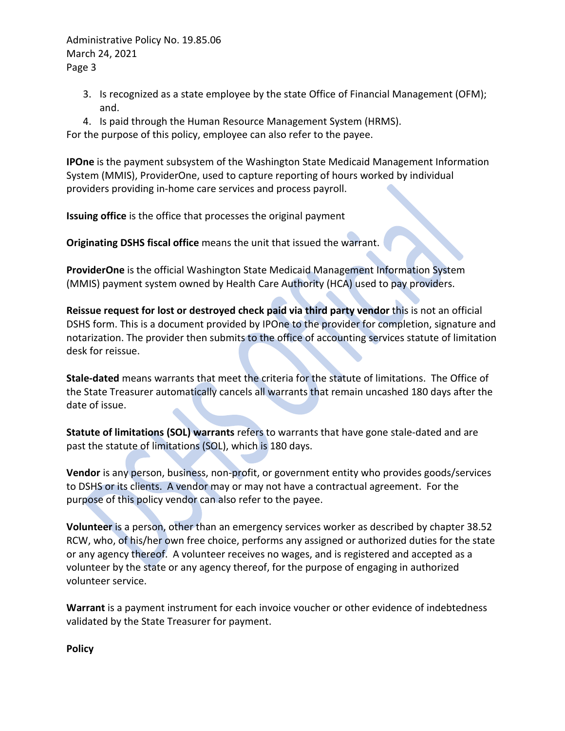3. Is recognized as a state employee by the state Office of Financial Management (OFM); and.
4. Is paid through the Human Resource Management System (HRMS).

For the purpose of this policy, employee can also refer to the payee.

**IPOne** is the payment subsystem of the Washington State Medicaid Management Information System (MMIS), ProviderOne, used to capture reporting of hours worked by individual providers providing in-home care services and process payroll.

**Issuing office** is the office that processes the original payment

**Originating DSHS fiscal office** means the unit that issued the warrant.

**ProviderOne** is the official Washington State Medicaid Management Information System (MMIS) payment system owned by Health Care Authority (HCA) used to pay providers.

**Reissue request for lost or destroyed check paid via third party vendor** this is not an official DSHS form. This is a document provided by IPOne to the provider for completion, signature and notarization. The provider then submits to the office of accounting services statute of limitation desk for reissue.

**Stale-dated** means warrants that meet the criteria for the statute of limitations. The Office of the State Treasurer automatically cancels all warrants that remain uncashed 180 days after the date of issue.

**Statute of limitations (SOL) warrants** refers to warrants that have gone stale-dated and are past the statute of limitations (SOL), which is 180 days.

**Vendor** is any person, business, non-profit, or government entity who provides goods/services to DSHS or its clients. A vendor may or may not have a contractual agreement. For the purpose of this policy vendor can also refer to the payee.

**Volunteer** is a person, other than an emergency services worker as described by chapter 38.52 RCW, who, of his/her own free choice, performs any assigned or authorized duties for the state or any agency thereof. A volunteer receives no wages, and is registered and accepted as a volunteer by the state or any agency thereof, for the purpose of engaging in authorized volunteer service.

**Warrant** is a payment instrument for each invoice voucher or other evidence of indebtedness validated by the State Treasurer for payment.

**Policy**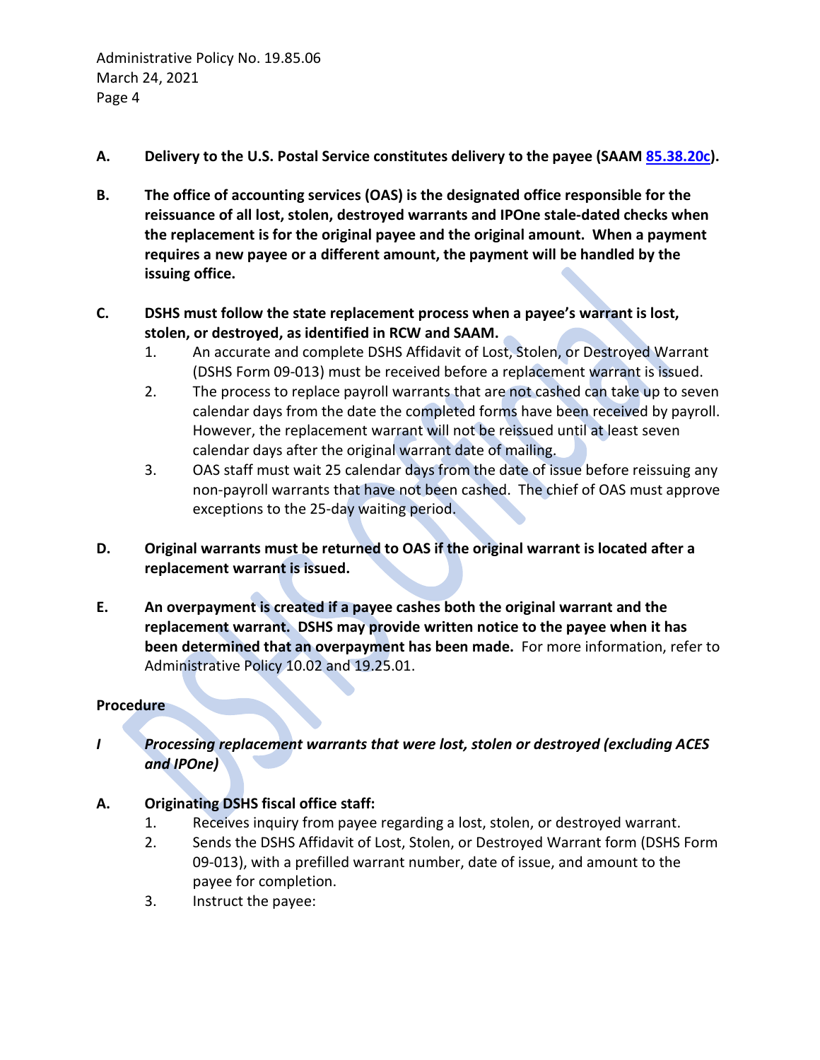**A. Delivery to the U.S. Postal Service constitutes delivery to the payee (SAAM [85.38.20c](85.38.20c)).**

**B. The office of accounting services (OAS) is the designated office responsible for the reissuance of all lost, stolen, destroyed warrants and IPOne stale-dated checks when the replacement is for the original payee and the original amount. When a payment requires a new payee or a different amount, the payment will be handled by the issuing office.**

**C. DSHS must follow the state replacement process when a payee's warrant is lost, stolen, or destroyed, as identified in RCW and SAAM.**

1. An accurate and complete DSHS Affidavit of Lost, Stolen, or Destroyed Warrant (DSHS Form 09-013) must be received before a replacement warrant is issued.
2. The process to replace payroll warrants that are not cashed can take up to seven calendar days from the date the completed forms have been received by payroll. However, the replacement warrant will not be reissued until at least seven calendar days after the original warrant date of mailing.
3. OAS staff must wait 25 calendar days from the date of issue before reissuing any non-payroll warrants that have not been cashed. The chief of OAS must approve exceptions to the 25-day waiting period.

**D. Original warrants must be returned to OAS if the original warrant is located after a replacement warrant is issued.**

**E. An overpayment is created if a payee cashes both the original warrant and the replacement warrant. DSHS may provide written notice to the payee when it has been determined that an overpayment has been made.** For more information, refer to Administrative Policy 10.02 and 19.25.01.

**Procedure**

***I Processing replacement warrants that were lost, stolen or destroyed (excluding ACES and IPOne)***

**A. Originating DSHS fiscal office staff:**

1. Receives inquiry from payee regarding a lost, stolen, or destroyed warrant.
2. Sends the DSHS Affidavit of Lost, Stolen, or Destroyed Warrant form (DSHS Form 09-013), with a prefilled warrant number, date of issue, and amount to the payee for completion.
3. Instruct the payee: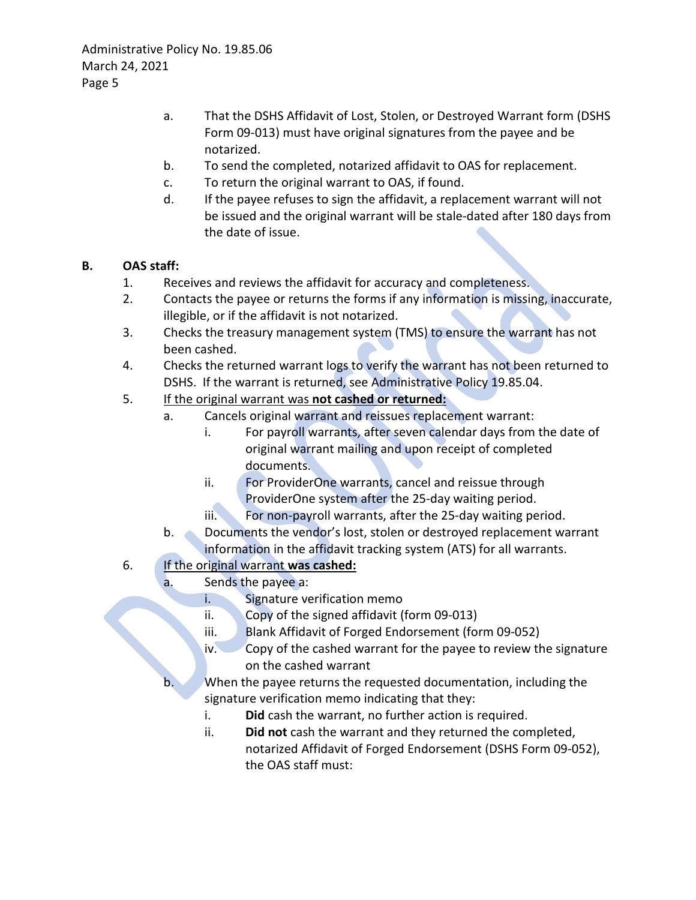a. That the DSHS Affidavit of Lost, Stolen, or Destroyed Warrant form (DSHS Form 09-013) must have original signatures from the payee and be notarized.
b. To send the completed, notarized affidavit to OAS for replacement.
c. To return the original warrant to OAS, if found.
d. If the payee refuses to sign the affidavit, a replacement warrant will not be issued and the original warrant will be stale-dated after 180 days from the date of issue.

**B. OAS staff:**

1. Receives and reviews the affidavit for accuracy and completeness.
2. Contacts the payee or returns the forms if any information is missing, inaccurate, illegible, or if the affidavit is not notarized.
3. Checks the treasury management system (TMS) to ensure the warrant has not been cashed.
4. Checks the returned warrant logs to verify the warrant has not been returned to DSHS. If the warrant is returned, see Administrative Policy 19.85.04.
5. <u>If the original warrant was **not cashed or returned:**</u>
   a. Cancels original warrant and reissues replacement warrant:
      i. For payroll warrants, after seven calendar days from the date of original warrant mailing and upon receipt of completed documents.
      ii. For ProviderOne warrants, cancel and reissue through ProviderOne system after the 25-day waiting period.
      iii. For non-payroll warrants, after the 25-day waiting period.
   b. Documents the vendor's lost, stolen or destroyed replacement warrant information in the affidavit tracking system (ATS) for all warrants.
6. <u>If the original warrant **was cashed:**</u>
   a. Sends the payee a:
      i. Signature verification memo
      ii. Copy of the signed affidavit (form 09-013)
      iii. Blank Affidavit of Forged Endorsement (form 09-052)
      iv. Copy of the cashed warrant for the payee to review the signature on the cashed warrant
   b. When the payee returns the requested documentation, including the signature verification memo indicating that they:
      i. **Did** cash the warrant, no further action is required.
      ii. **Did not** cash the warrant and they returned the completed, notarized Affidavit of Forged Endorsement (DSHS Form 09-052), the OAS staff must: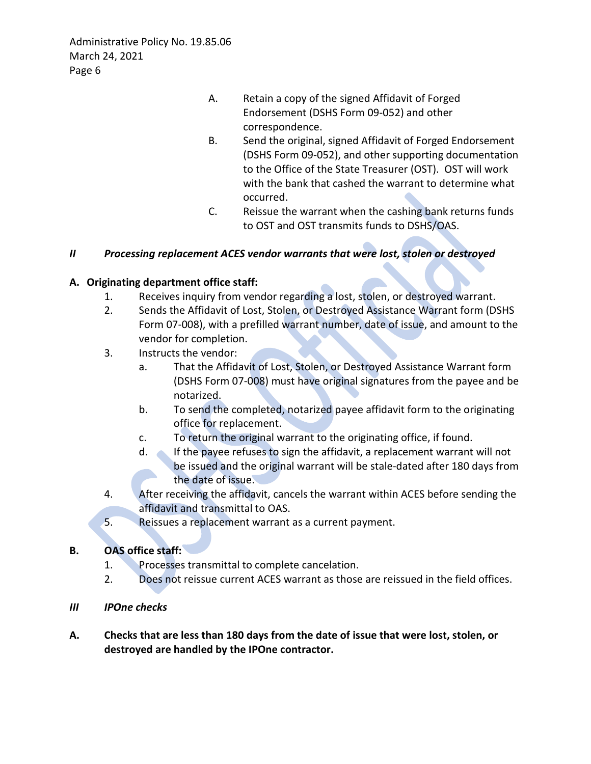A. Retain a copy of the signed Affidavit of Forged Endorsement (DSHS Form 09-052) and other correspondence.

B. Send the original, signed Affidavit of Forged Endorsement (DSHS Form 09-052), and other supporting documentation to the Office of the State Treasurer (OST). OST will work with the bank that cashed the warrant to determine what occurred.

C. Reissue the warrant when the cashing bank returns funds to OST and OST transmits funds to DSHS/OAS.

***II Processing replacement ACES vendor warrants that were lost, stolen or destroyed***

**A. Originating department office staff:**

1. Receives inquiry from vendor regarding a lost, stolen, or destroyed warrant.
2. Sends the Affidavit of Lost, Stolen, or Destroyed Assistance Warrant form (DSHS Form 07-008), with a prefilled warrant number, date of issue, and amount to the vendor for completion.
3. Instructs the vendor:
   a. That the Affidavit of Lost, Stolen, or Destroyed Assistance Warrant form (DSHS Form 07-008) must have original signatures from the payee and be notarized.
   b. To send the completed, notarized payee affidavit form to the originating office for replacement.
   c. To return the original warrant to the originating office, if found.
   d. If the payee refuses to sign the affidavit, a replacement warrant will not be issued and the original warrant will be stale-dated after 180 days from the date of issue.
4. After receiving the affidavit, cancels the warrant within ACES before sending the affidavit and transmittal to OAS.
5. Reissues a replacement warrant as a current payment.

**B. OAS office staff:**

1. Processes transmittal to complete cancelation.
2. Does not reissue current ACES warrant as those are reissued in the field offices.

***III IPOne checks***

**A. Checks that are less than 180 days from the date of issue that were lost, stolen, or destroyed are handled by the IPOne contractor.**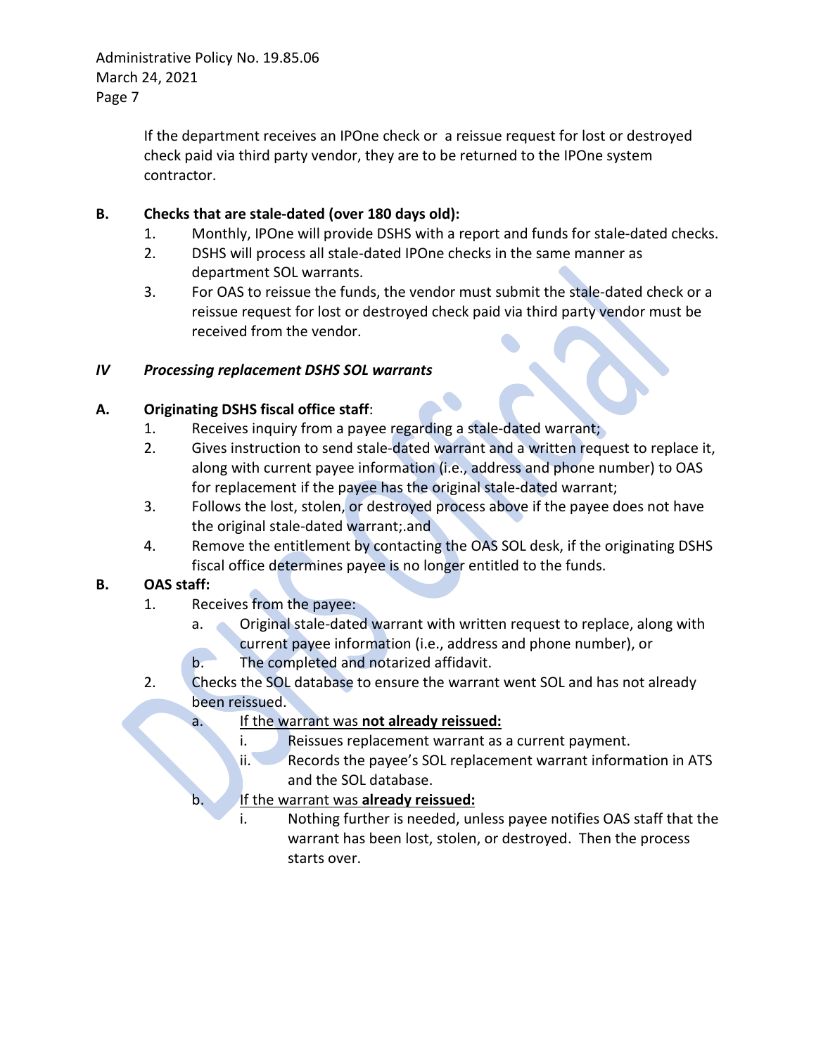If the department receives an IPOne check or a reissue request for lost or destroyed check paid via third party vendor, they are to be returned to the IPOne system contractor.

**B. Checks that are stale-dated (over 180 days old):**

1. Monthly, IPOne will provide DSHS with a report and funds for stale-dated checks.
2. DSHS will process all stale-dated IPOne checks in the same manner as department SOL warrants.
3. For OAS to reissue the funds, the vendor must submit the stale-dated check or a reissue request for lost or destroyed check paid via third party vendor must be received from the vendor.

***IV Processing replacement DSHS SOL warrants***

**A. Originating DSHS fiscal office staff**:

1. Receives inquiry from a payee regarding a stale-dated warrant;
2. Gives instruction to send stale-dated warrant and a written request to replace it, along with current payee information (i.e., address and phone number) to OAS for replacement if the payee has the original stale-dated warrant;
3. Follows the lost, stolen, or destroyed process above if the payee does not have the original stale-dated warrant;.and
4. Remove the entitlement by contacting the OAS SOL desk, if the originating DSHS fiscal office determines payee is no longer entitled to the funds.

**B. OAS staff:**

1. Receives from the payee:
   a. Original stale-dated warrant with written request to replace, along with current payee information (i.e., address and phone number), or
   b. The completed and notarized affidavit.
2. Checks the SOL database to ensure the warrant went SOL and has not already been reissued.
   a. <u>If the warrant was **not already reissued:**</u>
      i. Reissues replacement warrant as a current payment.
      ii. Records the payee's SOL replacement warrant information in ATS and the SOL database.
   b. <u>If the warrant was **already reissued:**</u>
      i. Nothing further is needed, unless payee notifies OAS staff that the warrant has been lost, stolen, or destroyed. Then the process starts over.